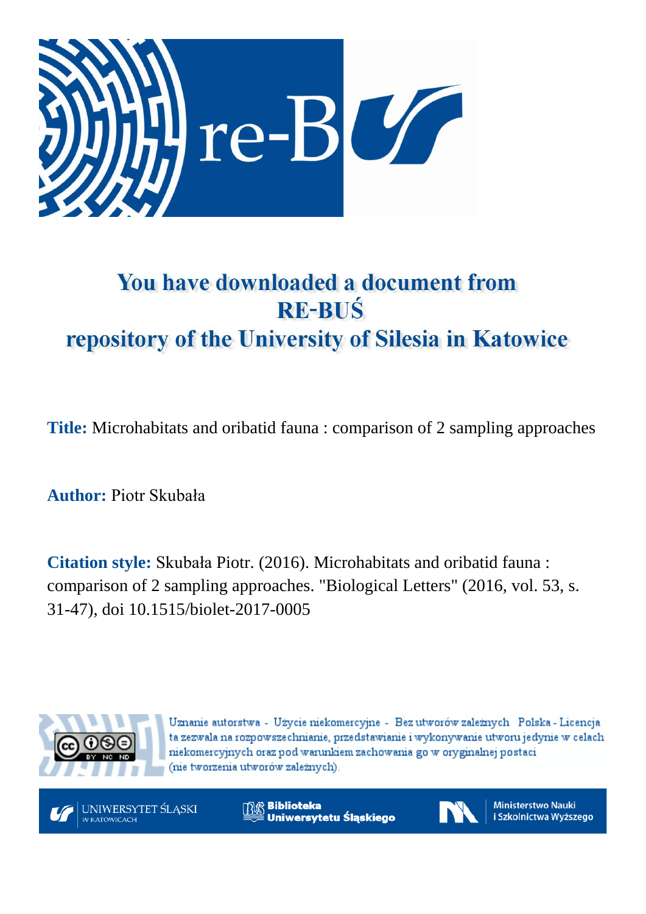# You have downloaded a document from RE-BUŚ repository of the University of Silesia in Katowice

**Title:** Microhabitats and oribatid fauna : comparison of 2 sampling approaches

**Author:** Piotr Skubała

**Citation style:** Skubała Piotr. (2016). Microhabitats and oribatid fauna : comparison of 2 sampling approaches. "Biological Letters" (2016, vol. 53, s. 31-47), doi 10.1515/biolet-2017-0005

Uznanie autorstwa - Użycie niekomercyjne - Bez utworów zależnych Polska - Licencja ta zezwala na rozpowszechnianie, przedstawianie i wykonywanie utworu jedynie w celach niekomercyjnych oraz pod warunkiem zachowania go w oryginalnej postaci (nie tworzenia utworów zależnych).

UNIWERSYTET ŚLĄSKI W KATOWICACH

Biblioteka Uniwersytetu Śląskiego

Ministerstwo Nauki i Szkolnictwa Wyższego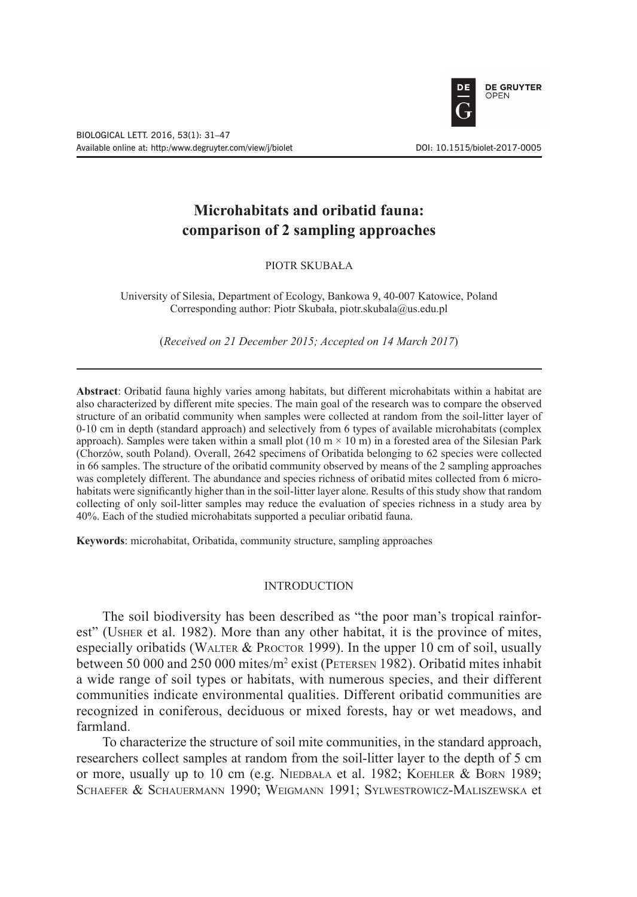# Microhabitats and oribatid fauna: comparison of 2 sampling approaches

PIOTR SKUBAŁA

University of Silesia, Department of Ecology, Bankowa 9, 40-007 Katowice, Poland
Corresponding author: Piotr Skubała, piotr.skubala@us.edu.pl

(*Received on 21 December 2015; Accepted on 14 March 2017*)

---

**Abstract**: Oribatid fauna highly varies among habitats, but different microhabitats within a habitat are also characterized by different mite species. The main goal of the research was to compare the observed structure of an oribatid community when samples were collected at random from the soil-litter layer of 0-10 cm in depth (standard approach) and selectively from 6 types of available microhabitats (complex approach). Samples were taken within a small plot (10 m × 10 m) in a forested area of the Silesian Park (Chorzów, south Poland). Overall, 2642 specimens of Oribatida belonging to 62 species were collected in 66 samples. The structure of the oribatid community observed by means of the 2 sampling approaches was completely different. The abundance and species richness of oribatid mites collected from 6 microhabitats were significantly higher than in the soil-litter layer alone. Results of this study show that random collecting of only soil-litter samples may reduce the evaluation of species richness in a study area by 40%. Each of the studied microhabitats supported a peculiar oribatid fauna.

**Keywords**: microhabitat, Oribatida, community structure, sampling approaches

## INTRODUCTION

The soil biodiversity has been described as "the poor man's tropical rainforest" (Usher et al. 1982). More than any other habitat, it is the province of mites, especially oribatids (Walter & Proctor 1999). In the upper 10 cm of soil, usually between 50 000 and 250 000 mites/m$^2$ exist (Petersen 1982). Oribatid mites inhabit a wide range of soil types or habitats, with numerous species, and their different communities indicate environmental qualities. Different oribatid communities are recognized in coniferous, deciduous or mixed forests, hay or wet meadows, and farmland.

To characterize the structure of soil mite communities, in the standard approach, researchers collect samples at random from the soil-litter layer to the depth of 5 cm or more, usually up to 10 cm (e.g. Niedbała et al. 1982; Koehler & Born 1989; Schaefer & Schauermann 1990; Weigmann 1991; Sylwestrowicz-Maliszewska et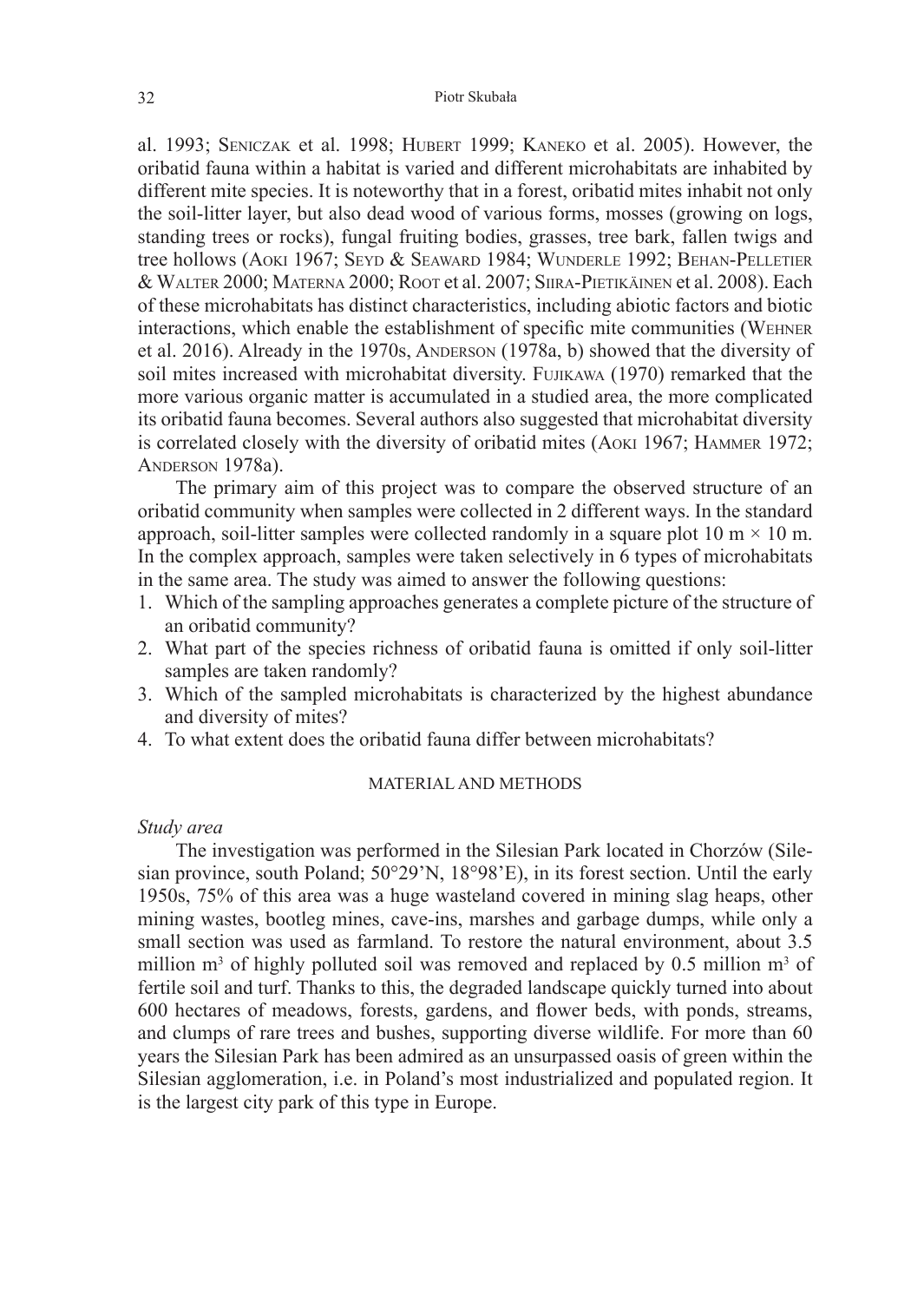al. 1993; Seniczak et al. 1998; Hubert 1999; Kaneko et al. 2005). However, the oribatid fauna within a habitat is varied and different microhabitats are inhabited by different mite species. It is noteworthy that in a forest, oribatid mites inhabit not only the soil-litter layer, but also dead wood of various forms, mosses (growing on logs, standing trees or rocks), fungal fruiting bodies, grasses, tree bark, fallen twigs and tree hollows (Aoki 1967; Seyd & Seaward 1984; Wunderle 1992; Behan-Pelletier & Walter 2000; Materna 2000; Root et al. 2007; Siira-Pietikäinen et al. 2008). Each of these microhabitats has distinct characteristics, including abiotic factors and biotic interactions, which enable the establishment of specific mite communities (Wehner et al. 2016). Already in the 1970s, Anderson (1978a, b) showed that the diversity of soil mites increased with microhabitat diversity. Fujikawa (1970) remarked that the more various organic matter is accumulated in a studied area, the more complicated its oribatid fauna becomes. Several authors also suggested that microhabitat diversity is correlated closely with the diversity of oribatid mites (Aoki 1967; Hammer 1972; Anderson 1978a).

The primary aim of this project was to compare the observed structure of an oribatid community when samples were collected in 2 different ways. In the standard approach, soil-litter samples were collected randomly in a square plot 10 m × 10 m. In the complex approach, samples were taken selectively in 6 types of microhabitats in the same area. The study was aimed to answer the following questions:

1. Which of the sampling approaches generates a complete picture of the structure of an oribatid community?
2. What part of the species richness of oribatid fauna is omitted if only soil-litter samples are taken randomly?
3. Which of the sampled microhabitats is characterized by the highest abundance and diversity of mites?
4. To what extent does the oribatid fauna differ between microhabitats?

## MATERIAL AND METHODS

*Study area*

The investigation was performed in the Silesian Park located in Chorzów (Silesian province, south Poland; 50°29'N, 18°98'E), in its forest section. Until the early 1950s, 75% of this area was a huge wasteland covered in mining slag heaps, other mining wastes, bootleg mines, cave-ins, marshes and garbage dumps, while only a small section was used as farmland. To restore the natural environment, about 3.5 million $m^3$ of highly polluted soil was removed and replaced by 0.5 million $m^3$ of fertile soil and turf. Thanks to this, the degraded landscape quickly turned into about 600 hectares of meadows, forests, gardens, and flower beds, with ponds, streams, and clumps of rare trees and bushes, supporting diverse wildlife. For more than 60 years the Silesian Park has been admired as an unsurpassed oasis of green within the Silesian agglomeration, i.e. in Poland's most industrialized and populated region. It is the largest city park of this type in Europe.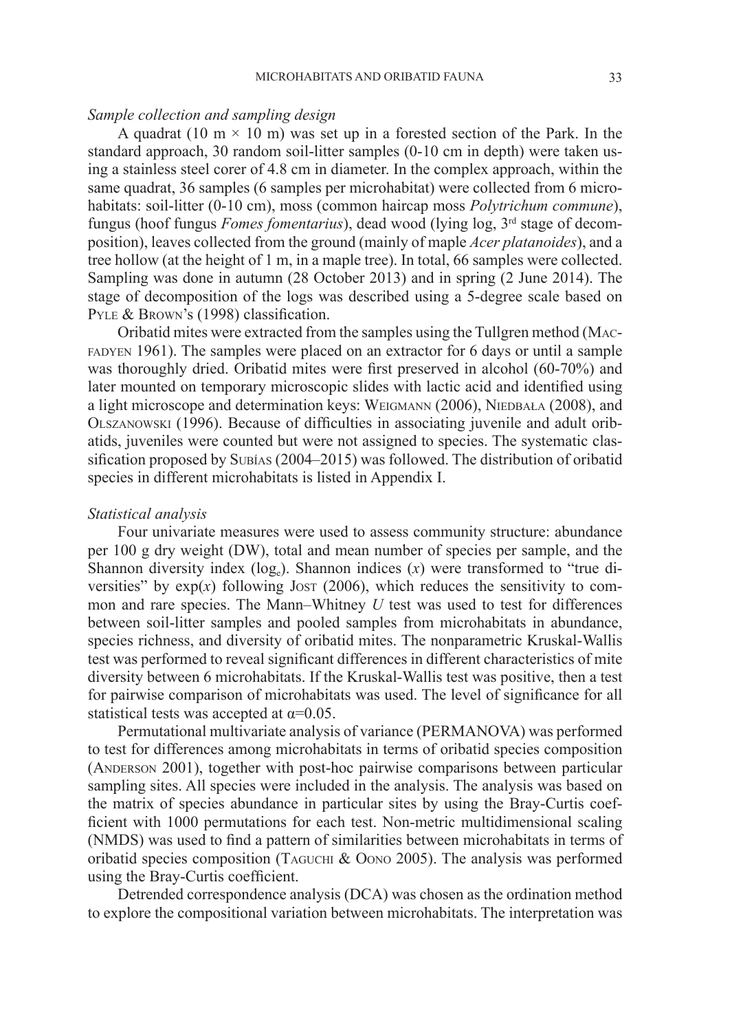*Sample collection and sampling design*

A quadrat (10 m × 10 m) was set up in a forested section of the Park. In the standard approach, 30 random soil-litter samples (0-10 cm in depth) were taken using a stainless steel corer of 4.8 cm in diameter. In the complex approach, within the same quadrat, 36 samples (6 samples per microhabitat) were collected from 6 microhabitats: soil-litter (0-10 cm), moss (common haircap moss *Polytrichum commune*), fungus (hoof fungus *Fomes fomentarius*), dead wood (lying log, 3rd stage of decomposition), leaves collected from the ground (mainly of maple *Acer platanoides*), and a tree hollow (at the height of 1 m, in a maple tree). In total, 66 samples were collected. Sampling was done in autumn (28 October 2013) and in spring (2 June 2014). The stage of decomposition of the logs was described using a 5-degree scale based on Pyle & Brown's (1998) classification.

Oribatid mites were extracted from the samples using the Tullgren method (Macfadyen 1961). The samples were placed on an extractor for 6 days or until a sample was thoroughly dried. Oribatid mites were first preserved in alcohol (60-70%) and later mounted on temporary microscopic slides with lactic acid and identified using a light microscope and determination keys: Weigmann (2006), Niedbała (2008), and Olszanowski (1996). Because of difficulties in associating juvenile and adult oribatids, juveniles were counted but were not assigned to species. The systematic classification proposed by Subías (2004–2015) was followed. The distribution of oribatid species in different microhabitats is listed in Appendix I.

*Statistical analysis*

Four univariate measures were used to assess community structure: abundance per 100 g dry weight (DW), total and mean number of species per sample, and the Shannon diversity index ($\log_e$). Shannon indices ($x$) were transformed to "true diversities" by $\exp(x)$ following Jost (2006), which reduces the sensitivity to common and rare species. The Mann–Whitney $U$ test was used to test for differences between soil-litter samples and pooled samples from microhabitats in abundance, species richness, and diversity of oribatid mites. The nonparametric Kruskal-Wallis test was performed to reveal significant differences in different characteristics of mite diversity between 6 microhabitats. If the Kruskal-Wallis test was positive, then a test for pairwise comparison of microhabitats was used. The level of significance for all statistical tests was accepted at $\alpha$=0.05.

Permutational multivariate analysis of variance (PERMANOVA) was performed to test for differences among microhabitats in terms of oribatid species composition (Anderson 2001), together with post-hoc pairwise comparisons between particular sampling sites. All species were included in the analysis. The analysis was based on the matrix of species abundance in particular sites by using the Bray-Curtis coefficient with 1000 permutations for each test. Non-metric multidimensional scaling (NMDS) was used to find a pattern of similarities between microhabitats in terms of oribatid species composition (Taguchi & Oono 2005). The analysis was performed using the Bray-Curtis coefficient.

Detrended correspondence analysis (DCA) was chosen as the ordination method to explore the compositional variation between microhabitats. The interpretation was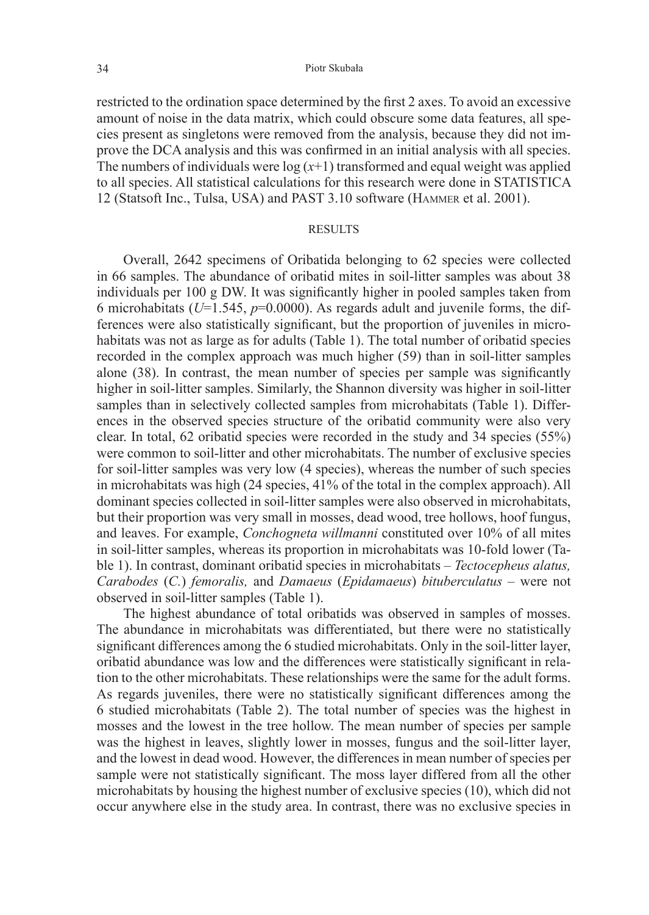restricted to the ordination space determined by the first 2 axes. To avoid an excessive amount of noise in the data matrix, which could obscure some data features, all species present as singletons were removed from the analysis, because they did not improve the DCA analysis and this was confirmed in an initial analysis with all species. The numbers of individuals were log ($x$+1) transformed and equal weight was applied to all species. All statistical calculations for this research were done in STATISTICA 12 (Statsoft Inc., Tulsa, USA) and PAST 3.10 software (Hammer et al. 2001).

## RESULTS

Overall, 2642 specimens of Oribatida belonging to 62 species were collected in 66 samples. The abundance of oribatid mites in soil-litter samples was about 38 individuals per 100 g DW. It was significantly higher in pooled samples taken from 6 microhabitats ($U$=1.545, $p$=0.0000). As regards adult and juvenile forms, the differences were also statistically significant, but the proportion of juveniles in microhabitats was not as large as for adults (Table 1). The total number of oribatid species recorded in the complex approach was much higher (59) than in soil-litter samples alone (38). In contrast, the mean number of species per sample was significantly higher in soil-litter samples. Similarly, the Shannon diversity was higher in soil-litter samples than in selectively collected samples from microhabitats (Table 1). Differences in the observed species structure of the oribatid community were also very clear. In total, 62 oribatid species were recorded in the study and 34 species (55%) were common to soil-litter and other microhabitats. The number of exclusive species for soil-litter samples was very low (4 species), whereas the number of such species in microhabitats was high (24 species, 41% of the total in the complex approach). All dominant species collected in soil-litter samples were also observed in microhabitats, but their proportion was very small in mosses, dead wood, tree hollows, hoof fungus, and leaves. For example, *Conchogneta willmanni* constituted over 10% of all mites in soil-litter samples, whereas its proportion in microhabitats was 10-fold lower (Table 1). In contrast, dominant oribatid species in microhabitats – *Tectocepheus alatus, Carabodes* (*C.*) *femoralis,* and *Damaeus* (*Epidamaeus*) *bituberculatus* – were not observed in soil-litter samples (Table 1).

The highest abundance of total oribatids was observed in samples of mosses. The abundance in microhabitats was differentiated, but there were no statistically significant differences among the 6 studied microhabitats. Only in the soil-litter layer, oribatid abundance was low and the differences were statistically significant in relation to the other microhabitats. These relationships were the same for the adult forms. As regards juveniles, there were no statistically significant differences among the 6 studied microhabitats (Table 2). The total number of species was the highest in mosses and the lowest in the tree hollow. The mean number of species per sample was the highest in leaves, slightly lower in mosses, fungus and the soil-litter layer, and the lowest in dead wood. However, the differences in mean number of species per sample were not statistically significant. The moss layer differed from all the other microhabitats by housing the highest number of exclusive species (10), which did not occur anywhere else in the study area. In contrast, there was no exclusive species in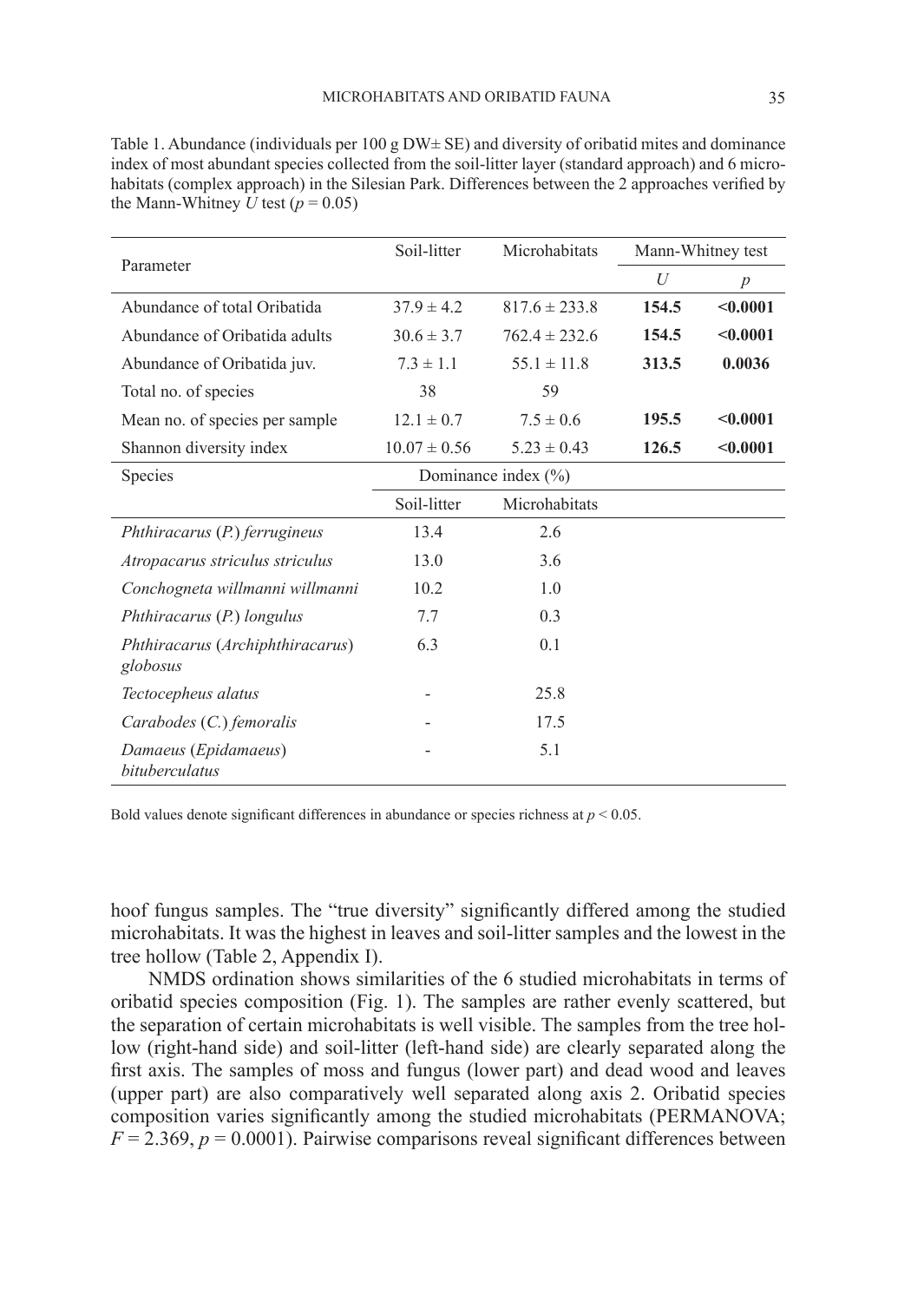Table 1. Abundance (individuals per 100 g DW± SE) and diversity of oribatid mites and dominance index of most abundant species collected from the soil-litter layer (standard approach) and 6 microhabitats (complex approach) in the Silesian Park. Differences between the 2 approaches verified by the Mann-Whitney *U* test ($p = 0.05$)

| Parameter | Soil-litter | Microhabitats | Mann-Whitney test | |
|---|---|---|---|---|
| | | | *U* | *p* |
| Abundance of total Oribatida | 37.9 ± 4.2 | 817.6 ± 233.8 | **154.5** | **<0.0001** |
| Abundance of Oribatida adults | 30.6 ± 3.7 | 762.4 ± 232.6 | **154.5** | **<0.0001** |
| Abundance of Oribatida juv. | 7.3 ± 1.1 | 55.1 ± 11.8 | **313.5** | **0.0036** |
| Total no. of species | 38 | 59 | | |
| Mean no. of species per sample | 12.1 ± 0.7 | 7.5 ± 0.6 | **195.5** | **<0.0001** |
| Shannon diversity index | 10.07 ± 0.56 | 5.23 ± 0.43 | **126.5** | **<0.0001** |
| Species | Dominance index (%) | | | |
| | Soil-litter | Microhabitats | | |
| *Phthiracarus* (*P.*) *ferrugineus* | 13.4 | 2.6 | | |
| *Atropacarus striculus striculus* | 13.0 | 3.6 | | |
| *Conchogneta willmanni willmanni* | 10.2 | 1.0 | | |
| *Phthiracarus* (*P.*) *longulus* | 7.7 | 0.3 | | |
| *Phthiracarus* (*Archiphthiracarus*) *globosus* | 6.3 | 0.1 | | |
| *Tectocepheus alatus* | - | 25.8 | | |
| *Carabodes* (*C.*) *femoralis* | - | 17.5 | | |
| *Damaeus* (*Epidamaeus*) *bituberculatus* | - | 5.1 | | |

Bold values denote significant differences in abundance or species richness at $p < 0.05$.

hoof fungus samples. The "true diversity" significantly differed among the studied microhabitats. It was the highest in leaves and soil-litter samples and the lowest in the tree hollow (Table 2, Appendix I).

NMDS ordination shows similarities of the 6 studied microhabitats in terms of oribatid species composition (Fig. 1). The samples are rather evenly scattered, but the separation of certain microhabitats is well visible. The samples from the tree hollow (right-hand side) and soil-litter (left-hand side) are clearly separated along the first axis. The samples of moss and fungus (lower part) and dead wood and leaves (upper part) are also comparatively well separated along axis 2. Oribatid species composition varies significantly among the studied microhabitats (PERMANOVA; $F = 2.369$, $p = 0.0001$). Pairwise comparisons reveal significant differences between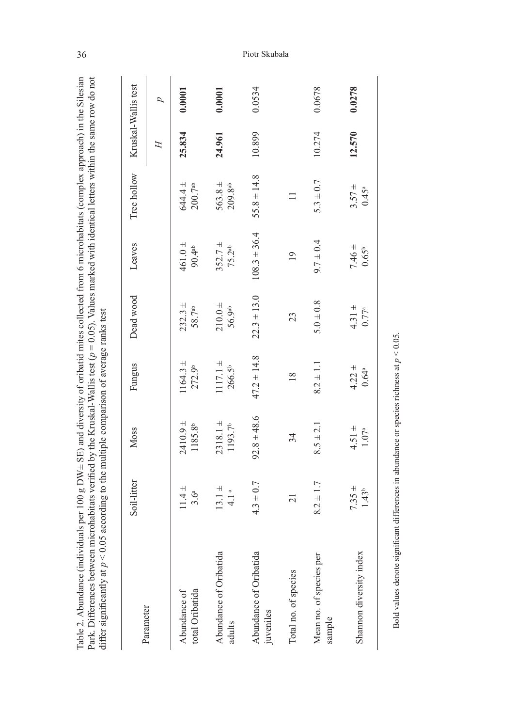Table 2. Abundance (individuals per 100 g DW± SE) and diversity of oribatid mites collected from 6 microhabitats (complex approach) in the Silesian Park. Differences between microhabitats verified by the Kruskal-Wallis test ($p = 0.05$). Values marked with identical letters within the same row do not differ significantly at $p < 0.05$ according to the multiple comparison of average ranks test

| Parameter | Soil-litter | Moss | Fungus | Dead wood | Leaves | Tree hollow | Kruskal-Wallis test | |
|---|---|---|---|---|---|---|---|---|
| | | | | | | | $H$ | $p$ |
| Abundance of total Oribatida | 11.4 ± 3.6[a] | 2410.9 ± 1185.8[b] | 1164.3 ± 272.9[b] | 232.3 ± 58.7[ab] | 461.0 ± 90.4[ab] | 644.4 ± 200.7[ab] | **25.834** | **0.0001** |
| Abundance of Oribatida adults | 13.1 ± 4.1[a] | 2318.1 ± 1193.7[b] | 1117.1 ± 266.5[b] | 210.0 ± 56.9[ab] | 352.7 ± 75.2[ab] | 563.8 ± 209.8[ab] | **24.961** | **0.0001** |
| Abundance of Oribatida juveniles | 4.3 ± 0.7 | 92.8 ± 48.6 | 47.2 ± 14.8 | 22.3 ± 13.0 | 108.3 ± 36.4 | 55.8 ± 14.8 | 10.899 | 0.0534 |
| Total no. of species | 21 | 34 | 18 | 23 | 19 | 11 | | |
| Mean no. of species per sample | 8.2 ± 1.7 | 8.5 ± 2.1 | 8.2 ± 1.1 | 5.0 ± 0.8 | 9.7 ± 0.4 | 5.3 ± 0.7 | 10.274 | 0.0678 |
| Shannon diversity index | 7.35 ± 1.43[b] | 4.51 ± 1.07[a] | 4.22 ± 0.64[a] | 4.31 ± 0.77[a] | 7.46 ± 0.65[b] | 3.57 ± 0.45[a] | **12.570** | **0.0278** |

Bold values denote significant differences in abundance or species richness at $p < 0.05$.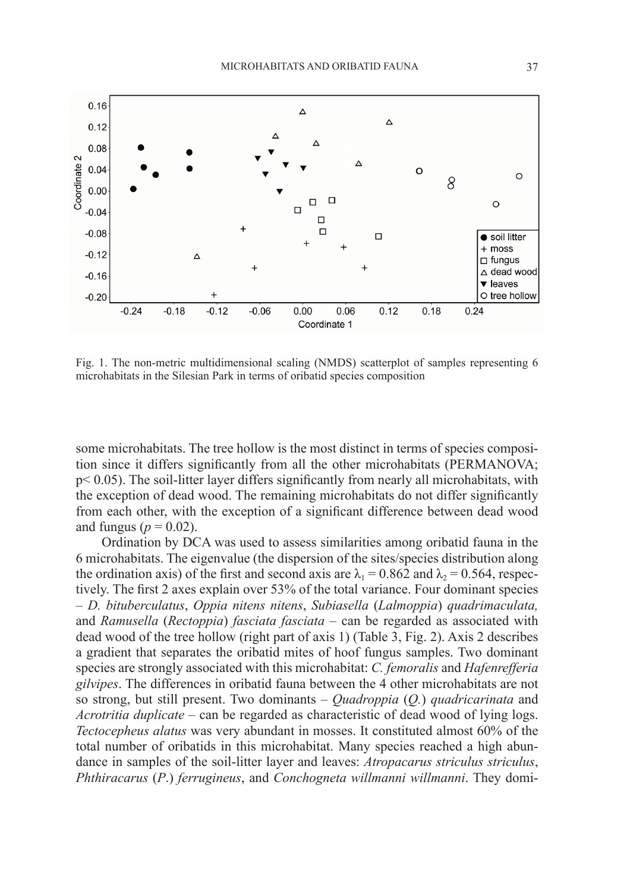Fig. 1. The non-metric multidimensional scaling (NMDS) scatterplot of samples representing 6 microhabitats in the Silesian Park in terms of oribatid species composition

some microhabitats. The tree hollow is the most distinct in terms of species composition since it differs significantly from all the other microhabitats (PERMANOVA; $p < 0.05$). The soil-litter layer differs significantly from nearly all microhabitats, with the exception of dead wood. The remaining microhabitats do not differ significantly from each other, with the exception of a significant difference between dead wood and fungus ($p = 0.02$).

Ordination by DCA was used to assess similarities among oribatid fauna in the 6 microhabitats. The eigenvalue (the dispersion of the sites/species distribution along the ordination axis) of the first and second axis are $\lambda_1 = 0.862$ and $\lambda_2 = 0.564$, respectively. The first 2 axes explain over 53% of the total variance. Four dominant species – *D. bituberculatus*, *Oppia nitens nitens*, *Subiasella* (*Lalmoppia*) *quadrimaculata,* and *Ramusella* (*Rectoppia*) *fasciata fasciata* – can be regarded as associated with dead wood of the tree hollow (right part of axis 1) (Table 3, Fig. 2). Axis 2 describes a gradient that separates the oribatid mites of hoof fungus samples. Two dominant species are strongly associated with this microhabitat: *C. femoralis* and *Hafenrefferia gilvipes*. The differences in oribatid fauna between the 4 other microhabitats are not so strong, but still present. Two dominants – *Quadroppia* (*Q.*) *quadricarinata* and *Acrotritia duplicate* – can be regarded as characteristic of dead wood of lying logs. *Tectocepheus alatus* was very abundant in mosses. It constituted almost 60% of the total number of oribatids in this microhabitat. Many species reached a high abundance in samples of the soil-litter layer and leaves: *Atropacarus striculus striculus*, *Phthiracarus* (*P.*) *ferrugineus*, and *Conchogneta willmanni willmanni*. They domi-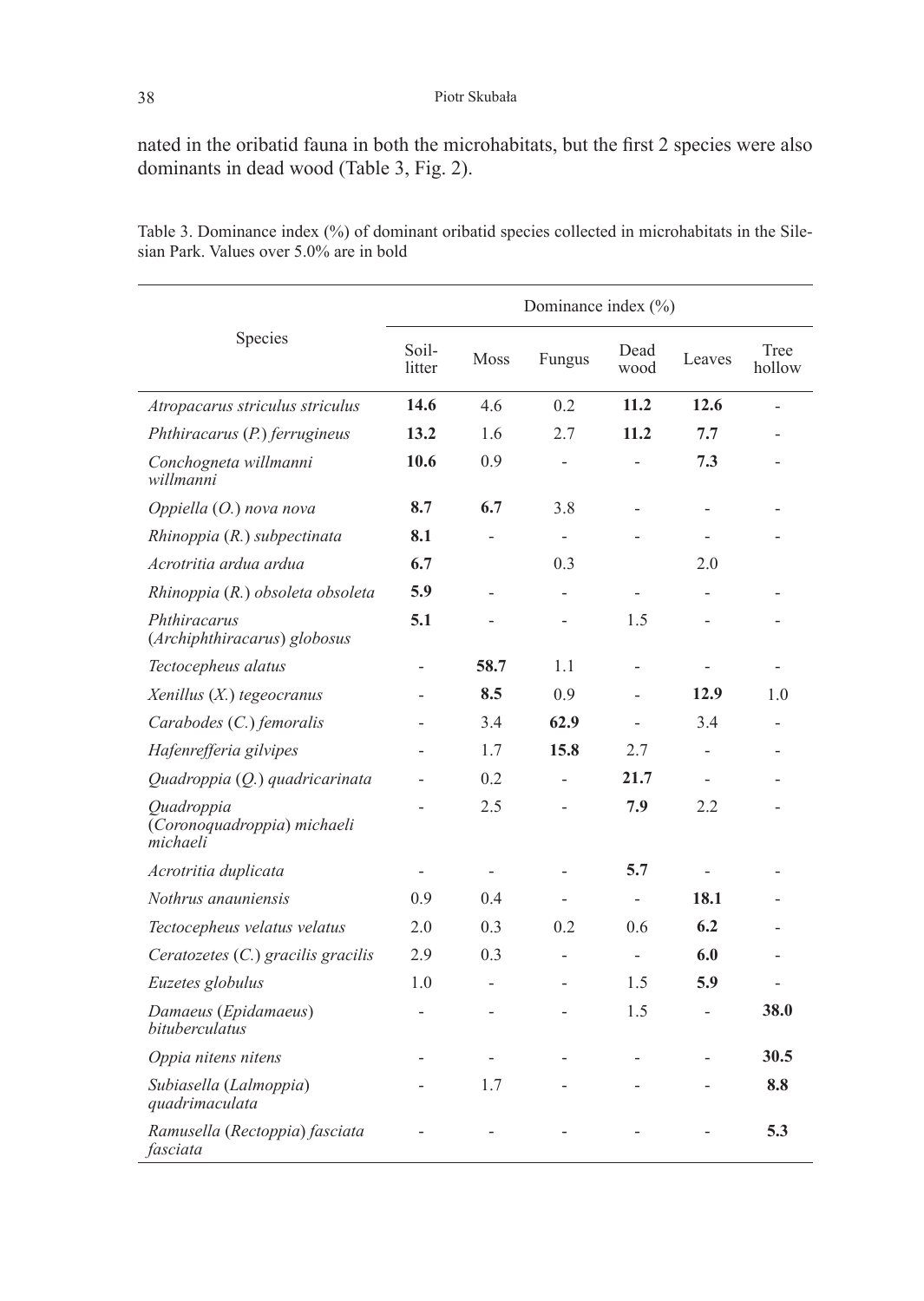nated in the oribatid fauna in both the microhabitats, but the first 2 species were also dominants in dead wood (Table 3, Fig. 2).

Table 3. Dominance index (%) of dominant oribatid species collected in microhabitats in the Silesian Park. Values over 5.0% are in bold

| Species | Dominance index (%) | | | | | |
|---|---|---|---|---|---|---|
| | Soil-litter | Moss | Fungus | Dead wood | Leaves | Tree hollow |
| *Atropacarus striculus striculus* | **14.6** | 4.6 | 0.2 | **11.2** | **12.6** | - |
| *Phthiracarus* (*P.*) *ferrugineus* | **13.2** | 1.6 | 2.7 | **11.2** | **7.7** | - |
| *Conchogneta willmanni willmanni* | **10.6** | 0.9 | - | - | **7.3** | - |
| *Oppiella* (*O.*) *nova nova* | **8.7** | **6.7** | 3.8 | - | - | - |
| *Rhinoppia* (*R.*) *subpectinata* | **8.1** | - | - | - | - | - |
| *Acrotritia ardua ardua* | **6.7** | | 0.3 | | 2.0 | |
| *Rhinoppia* (*R.*) *obsoleta obsoleta* | **5.9** | - | - | - | - | - |
| *Phthiracarus* (*Archiphthiracarus*) *globosus* | **5.1** | - | - | 1.5 | - | - |
| *Tectocepheus alatus* | - | **58.7** | 1.1 | - | - | - |
| *Xenillus* (*X.*) *tegeocranus* | - | **8.5** | 0.9 | - | **12.9** | 1.0 |
| *Carabodes* (*C.*) *femoralis* | - | 3.4 | **62.9** | - | 3.4 | - |
| *Hafenrefferia gilvipes* | - | 1.7 | **15.8** | 2.7 | - | - |
| *Quadroppia* (*Q.*) *quadricarinata* | - | 0.2 | - | **21.7** | - | - |
| *Quadroppia* (*Coronoquadroppia*) *michaeli michaeli* | - | 2.5 | - | **7.9** | 2.2 | - |
| *Acrotritia duplicata* | - | - | - | **5.7** | - | - |
| *Nothrus anauniensis* | 0.9 | 0.4 | - | - | **18.1** | - |
| *Tectocepheus velatus velatus* | 2.0 | 0.3 | 0.2 | 0.6 | **6.2** | - |
| *Ceratozetes* (*C.*) *gracilis gracilis* | 2.9 | 0.3 | - | - | **6.0** | - |
| *Euzetes globulus* | 1.0 | - | - | 1.5 | **5.9** | - |
| *Damaeus* (*Epidamaeus*) *bituberculatus* | - | - | - | 1.5 | - | **38.0** |
| *Oppia nitens nitens* | - | - | - | - | - | **30.5** |
| *Subiasella* (*Lalmoppia*) *quadrimaculata* | - | 1.7 | - | - | - | **8.8** |
| *Ramusella* (*Rectoppia*) *fasciata fasciata* | - | - | - | - | - | **5.3** |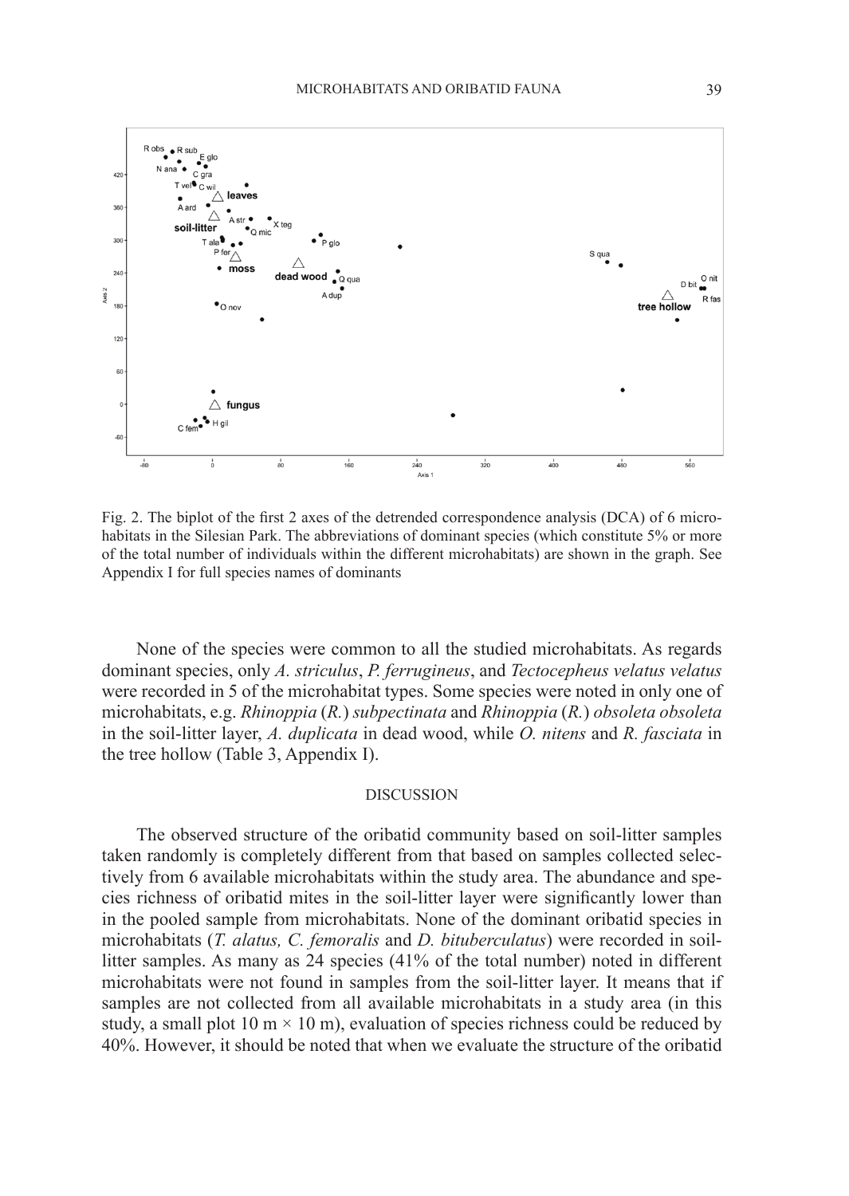Fig. 2. The biplot of the first 2 axes of the detrended correspondence analysis (DCA) of 6 microhabitats in the Silesian Park. The abbreviations of dominant species (which constitute 5% or more of the total number of individuals within the different microhabitats) are shown in the graph. See Appendix I for full species names of dominants

None of the species were common to all the studied microhabitats. As regards dominant species, only *A. striculus*, *P. ferrugineus*, and *Tectocepheus velatus velatus* were recorded in 5 of the microhabitat types. Some species were noted in only one of microhabitats, e.g. *Rhinoppia* (*R.*) *subpectinata* and *Rhinoppia* (*R.*) *obsoleta obsoleta* in the soil-litter layer, *A. duplicata* in dead wood, while *O. nitens* and *R. fasciata* in the tree hollow (Table 3, Appendix I).

## DISCUSSION

The observed structure of the oribatid community based on soil-litter samples taken randomly is completely different from that based on samples collected selectively from 6 available microhabitats within the study area. The abundance and species richness of oribatid mites in the soil-litter layer were significantly lower than in the pooled sample from microhabitats. None of the dominant oribatid species in microhabitats (*T. alatus, C. femoralis* and *D. bituberculatus*) were recorded in soil-litter samples. As many as 24 species (41% of the total number) noted in different microhabitats were not found in samples from the soil-litter layer. It means that if samples are not collected from all available microhabitats in a study area (in this study, a small plot 10 m × 10 m), evaluation of species richness could be reduced by 40%. However, it should be noted that when we evaluate the structure of the oribatid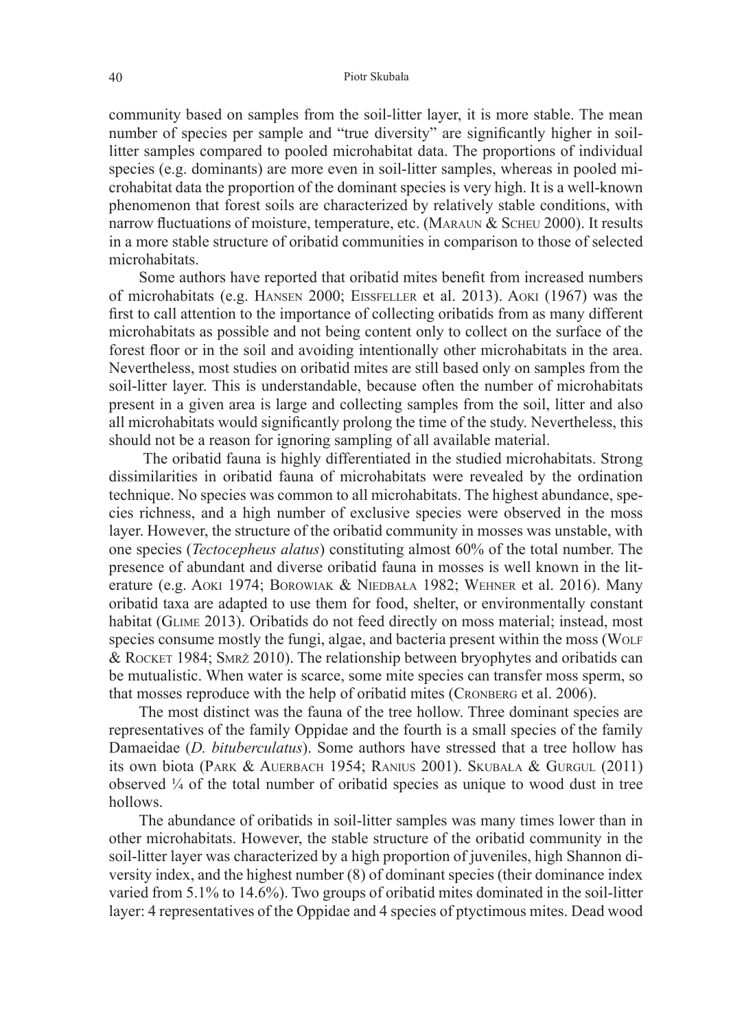community based on samples from the soil-litter layer, it is more stable. The mean number of species per sample and "true diversity" are significantly higher in soil-litter samples compared to pooled microhabitat data. The proportions of individual species (e.g. dominants) are more even in soil-litter samples, whereas in pooled microhabitat data the proportion of the dominant species is very high. It is a well-known phenomenon that forest soils are characterized by relatively stable conditions, with narrow fluctuations of moisture, temperature, etc. (Maraun & Scheu 2000). It results in a more stable structure of oribatid communities in comparison to those of selected microhabitats.

Some authors have reported that oribatid mites benefit from increased numbers of microhabitats (e.g. Hansen 2000; Eissfeller et al. 2013). Aoki (1967) was the first to call attention to the importance of collecting oribatids from as many different microhabitats as possible and not being content only to collect on the surface of the forest floor or in the soil and avoiding intentionally other microhabitats in the area. Nevertheless, most studies on oribatid mites are still based only on samples from the soil-litter layer. This is understandable, because often the number of microhabitats present in a given area is large and collecting samples from the soil, litter and also all microhabitats would significantly prolong the time of the study. Nevertheless, this should not be a reason for ignoring sampling of all available material.

The oribatid fauna is highly differentiated in the studied microhabitats. Strong dissimilarities in oribatid fauna of microhabitats were revealed by the ordination technique. No species was common to all microhabitats. The highest abundance, species richness, and a high number of exclusive species were observed in the moss layer. However, the structure of the oribatid community in mosses was unstable, with one species (*Tectocepheus alatus*) constituting almost 60% of the total number. The presence of abundant and diverse oribatid fauna in mosses is well known in the literature (e.g. Aoki 1974; Borowiak & Niedbała 1982; Wehner et al. 2016). Many oribatid taxa are adapted to use them for food, shelter, or environmentally constant habitat (Glime 2013). Oribatids do not feed directly on moss material; instead, most species consume mostly the fungi, algae, and bacteria present within the moss (Wolf & Rocket 1984; Smrž 2010). The relationship between bryophytes and oribatids can be mutualistic. When water is scarce, some mite species can transfer moss sperm, so that mosses reproduce with the help of oribatid mites (Cronberg et al. 2006).

The most distinct was the fauna of the tree hollow. Three dominant species are representatives of the family Oppidae and the fourth is a small species of the family Damaeidae (*D. bituberculatus*). Some authors have stressed that a tree hollow has its own biota (Park & Auerbach 1954; Ranius 2001). Skubała & Gurgul (2011) observed ¼ of the total number of oribatid species as unique to wood dust in tree hollows.

The abundance of oribatids in soil-litter samples was many times lower than in other microhabitats. However, the stable structure of the oribatid community in the soil-litter layer was characterized by a high proportion of juveniles, high Shannon diversity index, and the highest number (8) of dominant species (their dominance index varied from 5.1% to 14.6%). Two groups of oribatid mites dominated in the soil-litter layer: 4 representatives of the Oppidae and 4 species of ptyctimous mites. Dead wood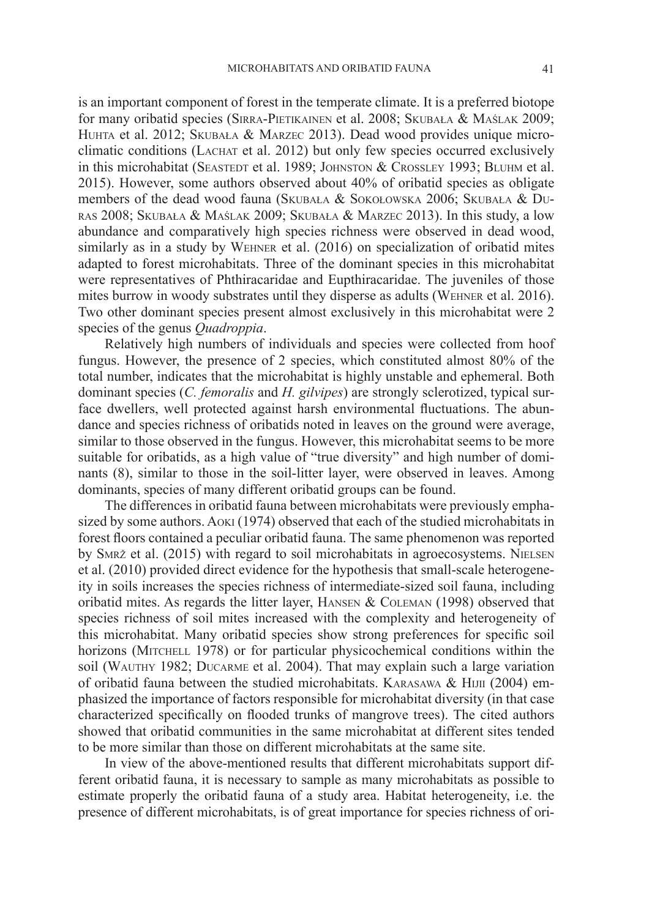is an important component of forest in the temperate climate. It is a preferred biotope for many oribatid species (Sirra-Pietikainen et al. 2008; Skubała & Maślak 2009; Huhta et al. 2012; Skubała & Marzec 2013). Dead wood provides unique microclimatic conditions (Lachat et al. 2012) but only few species occurred exclusively in this microhabitat (Seastedt et al. 1989; Johnston & Crossley 1993; Bluhm et al. 2015). However, some authors observed about 40% of oribatid species as obligate members of the dead wood fauna (Skubała & Sokołowska 2006; Skubała & Duras 2008; Skubała & Maślak 2009; Skubała & Marzec 2013). In this study, a low abundance and comparatively high species richness were observed in dead wood, similarly as in a study by Wehner et al. (2016) on specialization of oribatid mites adapted to forest microhabitats. Three of the dominant species in this microhabitat were representatives of Phthiracaridae and Euphthiracaridae. The juveniles of those mites burrow in woody substrates until they disperse as adults (Wehner et al. 2016). Two other dominant species present almost exclusively in this microhabitat were 2 species of the genus *Quadroppia*.

Relatively high numbers of individuals and species were collected from hoof fungus. However, the presence of 2 species, which constituted almost 80% of the total number, indicates that the microhabitat is highly unstable and ephemeral. Both dominant species (*C. femoralis* and *H. gilvipes*) are strongly sclerotized, typical surface dwellers, well protected against harsh environmental fluctuations. The abundance and species richness of oribatids noted in leaves on the ground were average, similar to those observed in the fungus. However, this microhabitat seems to be more suitable for oribatids, as a high value of "true diversity" and high number of dominants (8), similar to those in the soil-litter layer, were observed in leaves. Among dominants, species of many different oribatid groups can be found.

The differences in oribatid fauna between microhabitats were previously emphasized by some authors. Aoki (1974) observed that each of the studied microhabitats in forest floors contained a peculiar oribatid fauna. The same phenomenon was reported by Smrž et al. (2015) with regard to soil microhabitats in agroecosystems. Nielsen et al. (2010) provided direct evidence for the hypothesis that small-scale heterogeneity in soils increases the species richness of intermediate-sized soil fauna, including oribatid mites. As regards the litter layer, Hansen & Coleman (1998) observed that species richness of soil mites increased with the complexity and heterogeneity of this microhabitat. Many oribatid species show strong preferences for specific soil horizons (Mitchell 1978) or for particular physicochemical conditions within the soil (Wauthy 1982; Ducarme et al. 2004). That may explain such a large variation of oribatid fauna between the studied microhabitats. Karasawa & Hijii (2004) emphasized the importance of factors responsible for microhabitat diversity (in that case characterized specifically on flooded trunks of mangrove trees). The cited authors showed that oribatid communities in the same microhabitat at different sites tended to be more similar than those on different microhabitats at the same site.

In view of the above-mentioned results that different microhabitats support different oribatid fauna, it is necessary to sample as many microhabitats as possible to estimate properly the oribatid fauna of a study area. Habitat heterogeneity, i.e. the presence of different microhabitats, is of great importance for species richness of ori-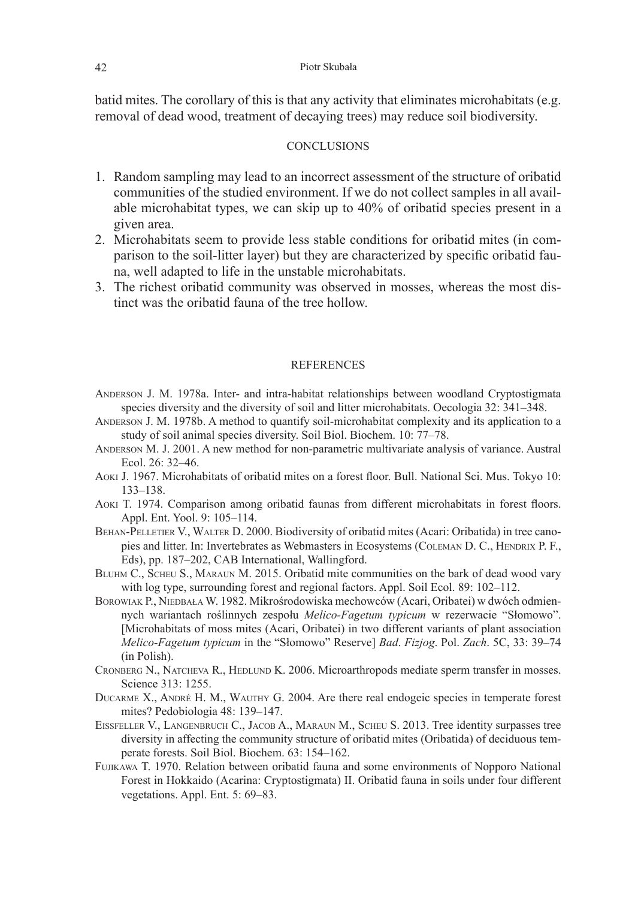batid mites. The corollary of this is that any activity that eliminates microhabitats (e.g. removal of dead wood, treatment of decaying trees) may reduce soil biodiversity.

## CONCLUSIONS

1. Random sampling may lead to an incorrect assessment of the structure of oribatid communities of the studied environment. If we do not collect samples in all available microhabitat types, we can skip up to 40% of oribatid species present in a given area.
2. Microhabitats seem to provide less stable conditions for oribatid mites (in comparison to the soil-litter layer) but they are characterized by specific oribatid fauna, well adapted to life in the unstable microhabitats.
3. The richest oribatid community was observed in mosses, whereas the most distinct was the oribatid fauna of the tree hollow.

## REFERENCES

Anderson J. M. 1978a. Inter- and intra-habitat relationships between woodland Cryptostigmata species diversity and the diversity of soil and litter microhabitats. Oecologia 32: 341–348.

Anderson J. M. 1978b. A method to quantify soil-microhabitat complexity and its application to a study of soil animal species diversity. Soil Biol. Biochem. 10: 77–78.

Anderson M. J. 2001. A new method for non-parametric multivariate analysis of variance. Austral Ecol. 26: 32–46.

Aoki J. 1967. Microhabitats of oribatid mites on a forest floor. Bull. National Sci. Mus. Tokyo 10: 133–138.

Aoki T. 1974. Comparison among oribatid faunas from different microhabitats in forest floors. Appl. Ent. Yool. 9: 105–114.

Behan-Pelletier V., Walter D. 2000. Biodiversity of oribatid mites (Acari: Oribatida) in tree canopies and litter. In: Invertebrates as Webmasters in Ecosystems (Coleman D. C., Hendrix P. F., Eds), pp. 187–202, CAB International, Wallingford.

Bluhm C., Scheu S., Maraun M. 2015. Oribatid mite communities on the bark of dead wood vary with log type, surrounding forest and regional factors. Appl. Soil Ecol. 89: 102–112.

Borowiak P., Niedbała W. 1982. Mikrośrodowiska mechowców (Acari, Oribatei) w dwóch odmiennych wariantach roślinnych zespołu *Melico-Fagetum typicum* w rezerwacie "Słomowo". [Microhabitats of moss mites (Acari, Oribatei) in two different variants of plant association *Melico-Fagetum typicum* in the "Słomowo" Reserve] *Bad*. *Fizjog*. Pol. *Zach*. 5C, 33: 39–74 (in Polish).

Cronberg N., Natcheva R., Hedlund K. 2006. Microarthropods mediate sperm transfer in mosses. Science 313: 1255.

Ducarme X., André H. M., Wauthy G. 2004. Are there real endogeic species in temperate forest mites? Pedobiologia 48: 139–147.

Eissfeller V., Langenbruch C., Jacob A., Maraun M., Scheu S. 2013. Tree identity surpasses tree diversity in affecting the community structure of oribatid mites (Oribatida) of deciduous temperate forests. Soil Biol. Biochem. 63: 154–162.

Fujikawa T. 1970. Relation between oribatid fauna and some environments of Nopporo National Forest in Hokkaido (Acarina: Cryptostigmata) II. Oribatid fauna in soils under four different vegetations. Appl. Ent. 5: 69–83.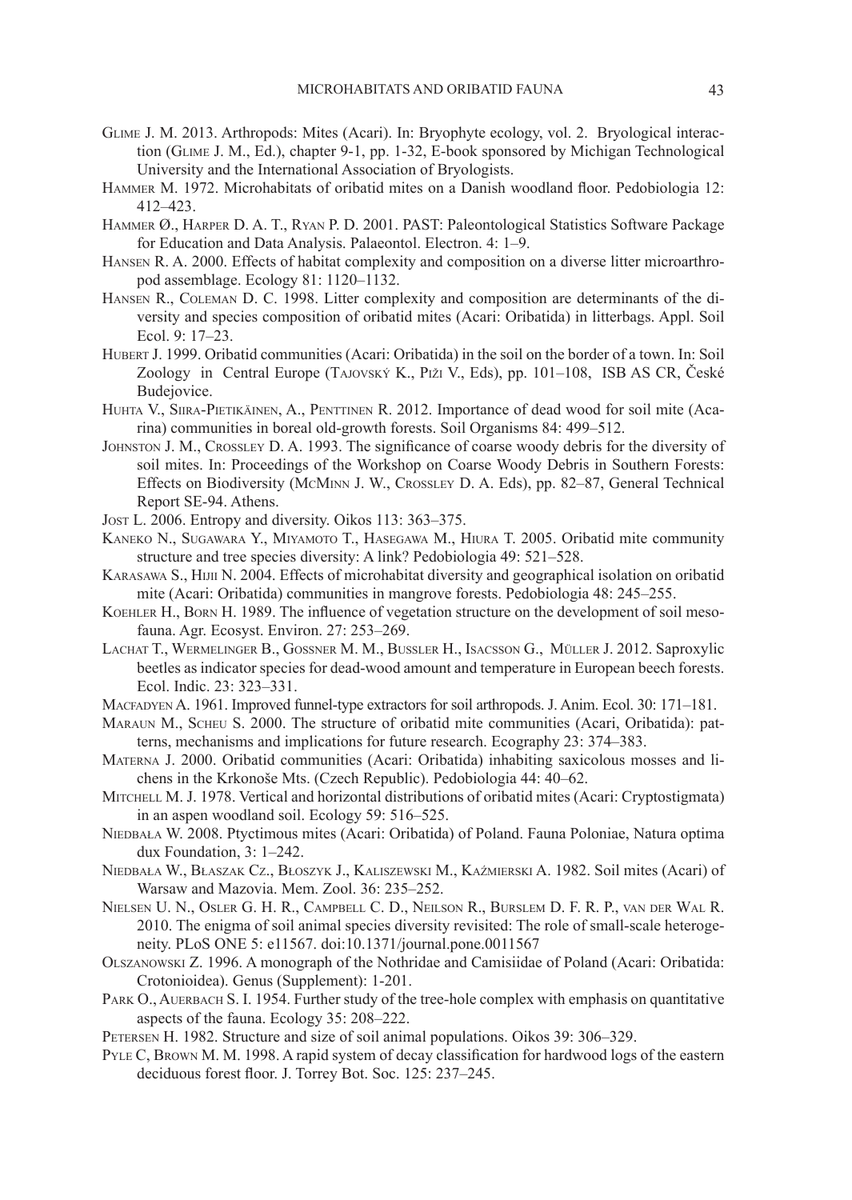Glime J. M. 2013. Arthropods: Mites (Acari). In: Bryophyte ecology, vol. 2. Bryological interaction (Glime J. M., Ed.), chapter 9-1, pp. 1-32, E-book sponsored by Michigan Technological University and the International Association of Bryologists.

Hammer M. 1972. Microhabitats of oribatid mites on a Danish woodland floor. Pedobiologia 12: 412–423.

Hammer Ø., Harper D. A. T., Ryan P. D. 2001. PAST: Paleontological Statistics Software Package for Education and Data Analysis. Palaeontol. Electron. 4: 1–9.

Hansen R. A. 2000. Effects of habitat complexity and composition on a diverse litter microarthropod assemblage. Ecology 81: 1120–1132.

Hansen R., Coleman D. C. 1998. Litter complexity and composition are determinants of the diversity and species composition of oribatid mites (Acari: Oribatida) in litterbags. Appl. Soil Ecol. 9: 17–23.

Hubert J. 1999. Oribatid communities (Acari: Oribatida) in the soil on the border of a town. In: Soil Zoology in Central Europe (Tajovský K., Pižl V., Eds), pp. 101–108, ISB AS CR, České Budejovice.

Huhta V., Siira-Pietikäinen, A., Penttinen R. 2012. Importance of dead wood for soil mite (Acarina) communities in boreal old-growth forests. Soil Organisms 84: 499–512.

Johnston J. M., Crossley D. A. 1993. The significance of coarse woody debris for the diversity of soil mites. In: Proceedings of the Workshop on Coarse Woody Debris in Southern Forests: Effects on Biodiversity (McMinn J. W., Crossley D. A. Eds), pp. 82–87, General Technical Report SE-94. Athens.

Jost L. 2006. Entropy and diversity. Oikos 113: 363–375.

Kaneko N., Sugawara Y., Miyamoto T., Hasegawa M., Hiura T. 2005. Oribatid mite community structure and tree species diversity: A link? Pedobiologia 49: 521–528.

Karasawa S., Hijii N. 2004. Effects of microhabitat diversity and geographical isolation on oribatid mite (Acari: Oribatida) communities in mangrove forests. Pedobiologia 48: 245–255.

Koehler H., Born H. 1989. The influence of vegetation structure on the development of soil mesofauna. Agr. Ecosyst. Environ. 27: 253–269.

Lachat T., Wermelinger B., Gossner M. M., Bussler H., Isacsson G., Müller J. 2012. Saproxylic beetles as indicator species for dead-wood amount and temperature in European beech forests. Ecol. Indic. 23: 323–331.

Macfadyen A. 1961. Improved funnel-type extractors for soil arthropods. J. Anim. Ecol. 30: 171–181.

Maraun M., Scheu S. 2000. The structure of oribatid mite communities (Acari, Oribatida): patterns, mechanisms and implications for future research. Ecography 23: 374–383.

Materna J. 2000. Oribatid communities (Acari: Oribatida) inhabiting saxicolous mosses and lichens in the Krkonoše Mts. (Czech Republic). Pedobiologia 44: 40–62.

Mitchell M. J. 1978. Vertical and horizontal distributions of oribatid mites (Acari: Cryptostigmata) in an aspen woodland soil. Ecology 59: 516–525.

Niedbała W. 2008. Ptyctimous mites (Acari: Oribatida) of Poland. Fauna Poloniae, Natura optima dux Foundation, 3: 1–242.

Niedbała W., Błaszak Cz., Błoszyk J., Kaliszewski M., Kaźmierski A. 1982. Soil mites (Acari) of Warsaw and Mazovia. Mem. Zool. 36: 235–252.

Nielsen U. N., Osler G. H. R., Campbell C. D., Neilson R., Burslem D. F. R. P., van der Wal R. 2010. The enigma of soil animal species diversity revisited: The role of small-scale heterogeneity. PLoS ONE 5: e11567. doi:10.1371/journal.pone.0011567

Olszanowski Z. 1996. A monograph of the Nothridae and Camisiidae of Poland (Acari: Oribatida: Crotonioidea). Genus (Supplement): 1-201.

Park O., Auerbach S. I. 1954. Further study of the tree-hole complex with emphasis on quantitative aspects of the fauna. Ecology 35: 208–222.

Petersen H. 1982. Structure and size of soil animal populations. Oikos 39: 306–329.

Pyle C, Brown M. M. 1998. A rapid system of decay classification for hardwood logs of the eastern deciduous forest floor. J. Torrey Bot. Soc. 125: 237–245.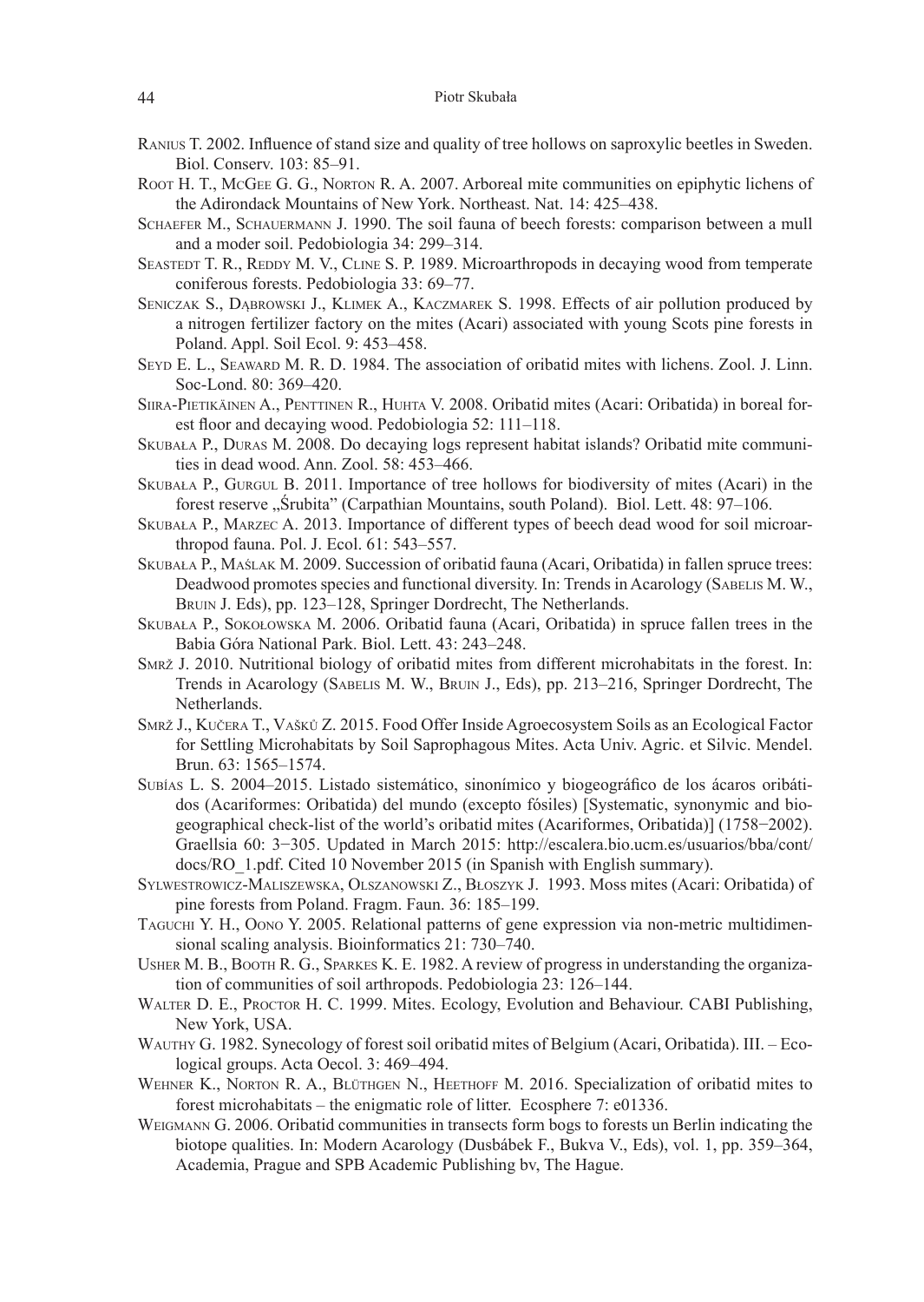Ranius T. 2002. Influence of stand size and quality of tree hollows on saproxylic beetles in Sweden. Biol. Conserv. 103: 85–91.

Root H. T., McGee G. G., Norton R. A. 2007. Arboreal mite communities on epiphytic lichens of the Adirondack Mountains of New York. Northeast. Nat. 14: 425–438.

Schaefer M., Schauermann J. 1990. The soil fauna of beech forests: comparison between a mull and a moder soil. Pedobiologia 34: 299–314.

Seastedt T. R., Reddy M. V., Cline S. P. 1989. Microarthropods in decaying wood from temperate coniferous forests. Pedobiologia 33: 69–77.

Seniczak S., Dąbrowski J., Klimek A., Kaczmarek S. 1998. Effects of air pollution produced by a nitrogen fertilizer factory on the mites (Acari) associated with young Scots pine forests in Poland. Appl. Soil Ecol. 9: 453–458.

Seyd E. L., Seaward M. R. D. 1984. The association of oribatid mites with lichens. Zool. J. Linn. Soc-Lond. 80: 369–420.

Siira-Pietikäinen A., Penttinen R., Huhta V. 2008. Oribatid mites (Acari: Oribatida) in boreal forest floor and decaying wood. Pedobiologia 52: 111–118.

Skubała P., Duras M. 2008. Do decaying logs represent habitat islands? Oribatid mite communities in dead wood. Ann. Zool. 58: 453–466.

Skubała P., Gurgul B. 2011. Importance of tree hollows for biodiversity of mites (Acari) in the forest reserve „Śrubita" (Carpathian Mountains, south Poland). Biol. Lett. 48: 97–106.

Skubała P., Marzec A. 2013. Importance of different types of beech dead wood for soil microarthropod fauna. Pol. J. Ecol. 61: 543–557.

Skubała P., Maślak M. 2009. Succession of oribatid fauna (Acari, Oribatida) in fallen spruce trees: Deadwood promotes species and functional diversity. In: Trends in Acarology (Sabelis M. W., Bruin J. Eds), pp. 123–128, Springer Dordrecht, The Netherlands.

Skubała P., Sokołowska M. 2006. Oribatid fauna (Acari, Oribatida) in spruce fallen trees in the Babia Góra National Park. Biol. Lett. 43: 243–248.

Smrž J. 2010. Nutritional biology of oribatid mites from different microhabitats in the forest. In: Trends in Acarology (Sabelis M. W., Bruin J., Eds), pp. 213–216, Springer Dordrecht, The Netherlands.

Smrž J., Kučera T., Vašků Z. 2015. Food Offer Inside Agroecosystem Soils as an Ecological Factor for Settling Microhabitats by Soil Saprophagous Mites. Acta Univ. Agric. et Silvic. Mendel. Brun. 63: 1565–1574.

Subías L. S. 2004–2015. Listado sistemático, sinonímico y biogeográfico de los ácaros oribátidos (Acariformes: Oribatida) del mundo (excepto fósiles) [Systematic, synonymic and biogeographical check-list of the world's oribatid mites (Acariformes, Oribatida)] (1758−2002). Graellsia 60: 3−305. Updated in March 2015: http://escalera.bio.ucm.es/usuarios/bba/cont/docs/RO_1.pdf. Cited 10 November 2015 (in Spanish with English summary).

Sylwestrowicz-Maliszewska, Olszanowski Z., Błoszyk J. 1993. Moss mites (Acari: Oribatida) of pine forests from Poland. Fragm. Faun. 36: 185–199.

Taguchi Y. H., Oono Y. 2005. Relational patterns of gene expression via non-metric multidimensional scaling analysis. Bioinformatics 21: 730–740.

Usher M. B., Booth R. G., Sparkes K. E. 1982. A review of progress in understanding the organization of communities of soil arthropods. Pedobiologia 23: 126–144.

Walter D. E., Proctor H. C. 1999. Mites. Ecology, Evolution and Behaviour. CABI Publishing, New York, USA.

Wauthy G. 1982. Synecology of forest soil oribatid mites of Belgium (Acari, Oribatida). III. – Ecological groups. Acta Oecol. 3: 469–494.

Wehner K., Norton R. A., Blüthgen N., Heethoff M. 2016. Specialization of oribatid mites to forest microhabitats – the enigmatic role of litter. Ecosphere 7: e01336.

Weigmann G. 2006. Oribatid communities in transects form bogs to forests un Berlin indicating the biotope qualities. In: Modern Acarology (Dusbábek F., Bukva V., Eds), vol. 1, pp. 359–364, Academia, Prague and SPB Academic Publishing bv, The Hague.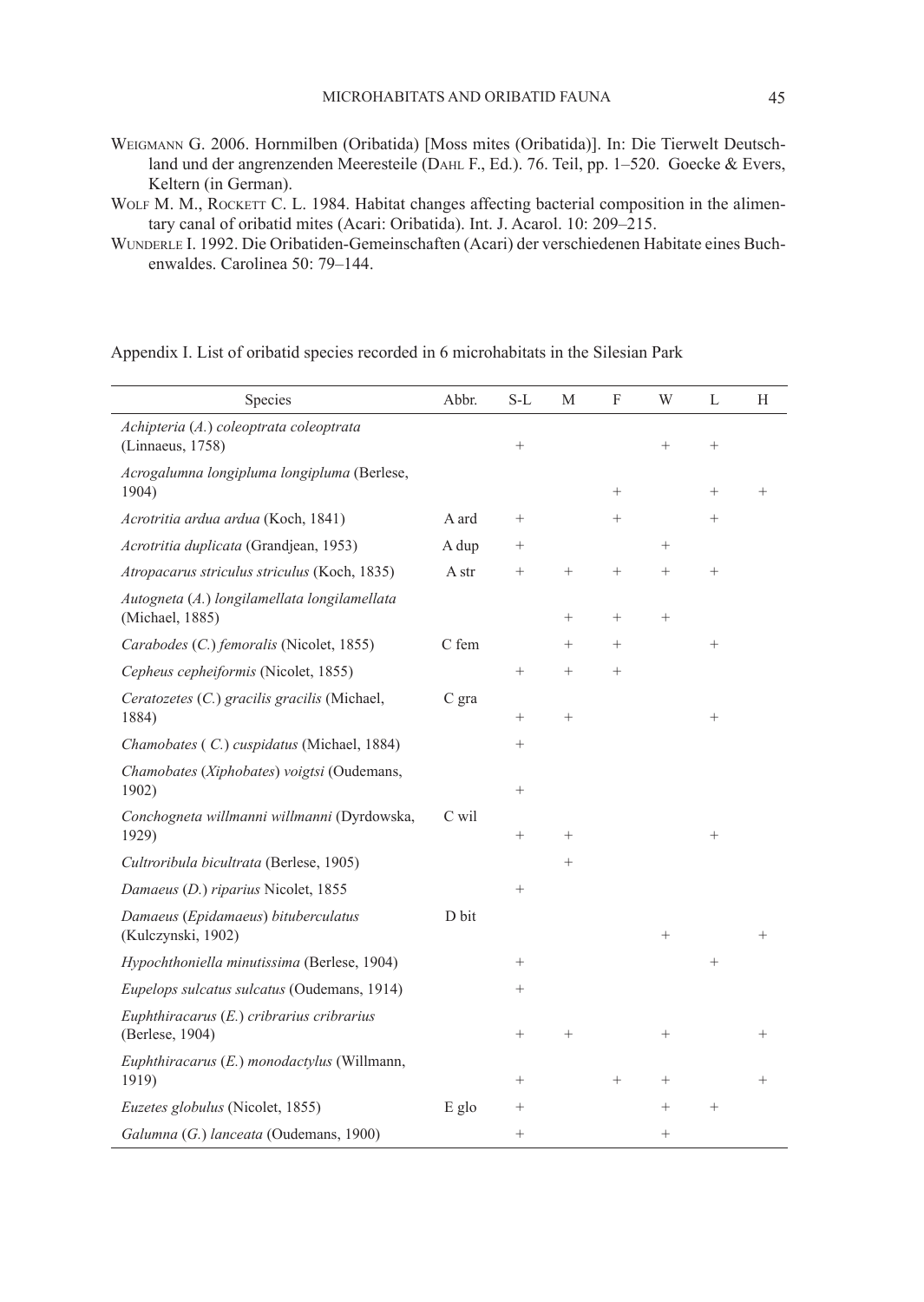WEIGMANN G. 2006. Hornmilben (Oribatida) [Moss mites (Oribatida)]. In: Die Tierwelt Deutschland und der angrenzenden Meeresteile (DAHL F., Ed.). 76. Teil, pp. 1–520. Goecke & Evers, Keltern (in German).

WOLF M. M., ROCKETT C. L. 1984. Habitat changes affecting bacterial composition in the alimentary canal of oribatid mites (Acari: Oribatida). Int. J. Acarol. 10: 209–215.

WUNDERLE I. 1992. Die Oribatiden-Gemeinschaften (Acari) der verschiedenen Habitate eines Buchenwaldes. Carolinea 50: 79–144.

Appendix I. List of oribatid species recorded in 6 microhabitats in the Silesian Park

| Species | Abbr. | S-L | M | F | W | L | H |
|---|---|---|---|---|---|---|---|
| *Achipteria* (*A.*) *coleoptrata coleoptrata* (Linnaeus, 1758) | | + | | | + | + | |
| *Acrogalumna longipluma longipluma* (Berlese, 1904) | | | | + | | + | + |
| *Acrotritia ardua ardua* (Koch, 1841) | A ard | + | | + | | + | |
| *Acrotritia duplicata* (Grandjean, 1953) | A dup | + | | | + | | |
| *Atropacarus striculus striculus* (Koch, 1835) | A str | + | + | + | + | + | |
| *Autogneta* (*A.*) *longilamellata longilamellata* (Michael, 1885) | | | + | + | + | | |
| *Carabodes* (*C.*) *femoralis* (Nicolet, 1855) | C fem | | + | + | | + | |
| *Cepheus cepheiformis* (Nicolet, 1855) | | + | + | + | | | |
| *Ceratozetes* (*C.*) *gracilis gracilis* (Michael, 1884) | C gra | + | + | | | + | |
| *Chamobates* ( *C.*) *cuspidatus* (Michael, 1884) | | + | | | | | |
| *Chamobates* (*Xiphobates*) *voigtsi* (Oudemans, 1902) | | + | | | | | |
| *Conchogneta willmanni willmanni* (Dyrdowska, 1929) | C wil | + | + | | | + | |
| *Cultroribula bicultrata* (Berlese, 1905) | | | + | | | | |
| *Damaeus* (*D.*) *riparius* Nicolet, 1855 | | + | | | | | |
| *Damaeus* (*Epidamaeus*) *bituberculatus* (Kulczynski, 1902) | D bit | | | | + | | + |
| *Hypochthoniella minutissima* (Berlese, 1904) | | + | | | | + | |
| *Eupelops sulcatus sulcatus* (Oudemans, 1914) | | + | | | | | |
| *Euphthiracarus* (*E.*) *cribrarius cribrarius* (Berlese, 1904) | | + | + | | + | | + |
| *Euphthiracarus* (*E.*) *monodactylus* (Willmann, 1919) | | + | | + | + | | + |
| *Euzetes globulus* (Nicolet, 1855) | E glo | + | | | + | + | |
| *Galumna* (*G.*) *lanceata* (Oudemans, 1900) | | + | | | + | | |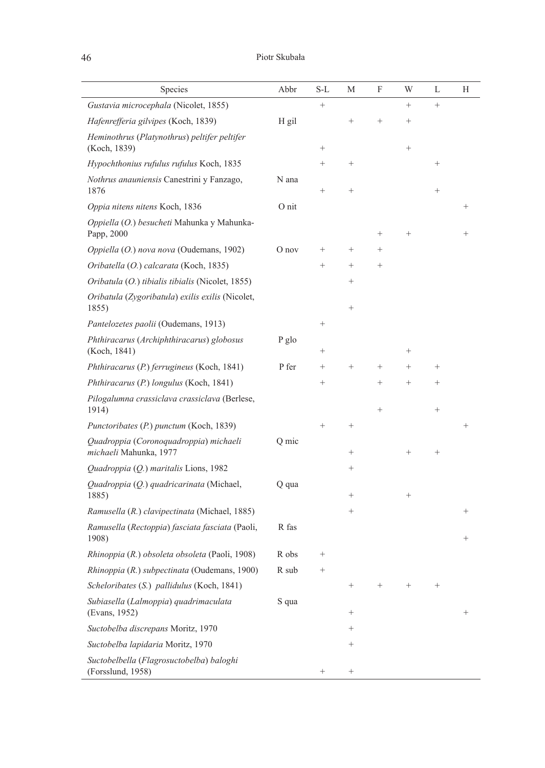| Species | Abbr | S-L | M | F | W | L | H |
|---|---|---|---|---|---|---|---|
| *Gustavia microcephala* (Nicolet, 1855) | | + | | | + | + | |
| *Hafenrefferia gilvipes* (Koch, 1839) | H gil | | + | + | + | | |
| *Heminothrus* (*Platynothrus*) *peltifer peltifer* (Koch, 1839) | | + | | | + | | |
| *Hypochthonius rufulus rufulus* Koch, 1835 | | + | + | | | + | |
| *Nothrus anauniensis* Canestrini y Fanzago, 1876 | N ana | + | + | | | + | |
| *Oppia nitens nitens* Koch, 1836 | O nit | | | | | | + |
| *Oppiella* (*O.*) *besucheti* Mahunka y Mahunka-Papp, 2000 | | | | + | + | | + |
| *Oppiella* (*O.*) *nova nova* (Oudemans, 1902) | O nov | + | + | + | | | |
| *Oribatella* (*O.*) *calcarata* (Koch, 1835) | | + | + | + | | | |
| *Oribatula* (*O.*) *tibialis tibialis* (Nicolet, 1855) | | | + | | | | |
| *Oribatula* (*Zygoribatula*) *exilis exilis* (Nicolet, 1855) | | | + | | | | |
| *Pantelozetes paolii* (Oudemans, 1913) | | + | | | | | |
| *Phthiracarus* (*Archiphthiracarus*) *globosus* (Koch, 1841) | P glo | + | | | + | | |
| *Phthiracarus* (*P.*) *ferrugineus* (Koch, 1841) | P fer | + | + | + | + | + | |
| *Phthiracarus* (*P.*) *longulus* (Koch, 1841) | | + | | + | + | + | |
| *Pilogalumna crassiclava crassiclava* (Berlese, 1914) | | | | + | | + | |
| *Punctoribates* (*P.*) *punctum* (Koch, 1839) | | + | + | | | | + |
| *Quadroppia* (*Coronoquadroppia*) *michaeli michaeli* Mahunka, 1977 | Q mic | | + | | + | + | |
| *Quadroppia* (*Q.*) *maritalis* Lions, 1982 | | | + | | | | |
| *Quadroppia* (*Q.*) *quadricarinata* (Michael, 1885) | Q qua | | + | | + | | |
| *Ramusella* (*R.*) *clavipectinata* (Michael, 1885) | | | + | | | | + |
| *Ramusella* (*Rectoppia*) *fasciata fasciata* (Paoli, 1908) | R fas | | | | | | + |
| *Rhinoppia* (*R.*) *obsoleta obsoleta* (Paoli, 1908) | R obs | + | | | | | |
| *Rhinoppia* (*R.*) *subpectinata* (Oudemans, 1900) | R sub | + | | | | | |
| *Scheloribates* (*S.*) *pallidulus* (Koch, 1841) | | | + | + | + | + | |
| *Subiasella* (*Lalmoppia*) *quadrimaculata* (Evans, 1952) | S qua | | + | | | | + |
| *Suctobelba discrepans* Moritz, 1970 | | | + | | | | |
| *Suctobelba lapidaria* Moritz, 1970 | | | + | | | | |
| *Suctobelbella* (*Flagrosuctobelba*) *baloghi* (Forsslund, 1958) | | + | + | | | | |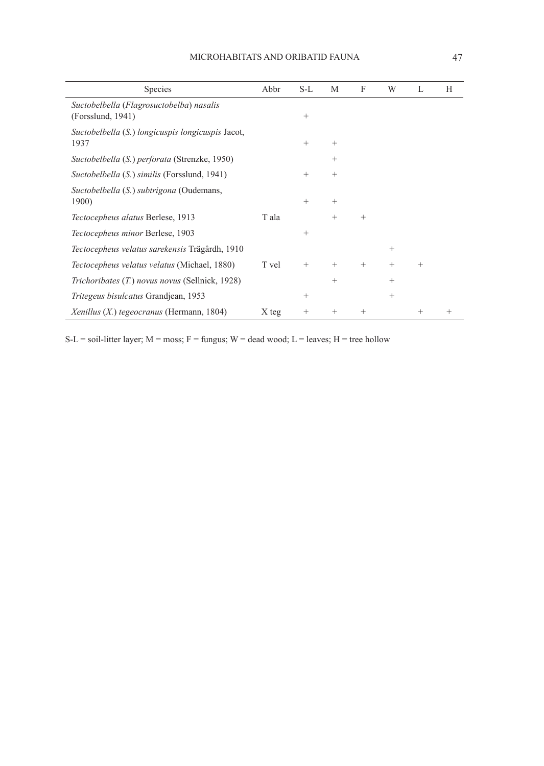| Species | Abbr | S-L | M | F | W | L | H |
|---|---|---|---|---|---|---|---|
| *Suctobelbella* (*Flagrosuctobelba*) *nasalis* (Forsslund, 1941) | | + | | | | | |
| *Suctobelbella* (*S.*) *longicuspis longicuspis* Jacot, 1937 | | + | + | | | | |
| *Suctobelbella* (*S.*) *perforata* (Strenzke, 1950) | | | + | | | | |
| *Suctobelbella* (*S.*) *similis* (Forsslund, 1941) | | + | + | | | | |
| *Suctobelbella* (*S.*) *subtrigona* (Oudemans, 1900) | | + | + | | | | |
| *Tectocepheus alatus* Berlese, 1913 | T ala | | + | + | | | |
| *Tectocepheus minor* Berlese, 1903 | | + | | | | | |
| *Tectocepheus velatus sarekensis* Trägårdh, 1910 | | | | | + | | |
| *Tectocepheus velatus velatus* (Michael, 1880) | T vel | + | + | + | + | + | |
| *Trichoribates* (*T.*) *novus novus* (Sellnick, 1928) | | | + | | + | | |
| *Tritegeus bisulcatus* Grandjean, 1953 | | + | | | + | | |
| *Xenillus* (*X.*) *tegeocranus* (Hermann, 1804) | X teg | + | + | + | | + | + |

S-L = soil-litter layer; M = moss; F = fungus; W = dead wood; L = leaves; H = tree hollow